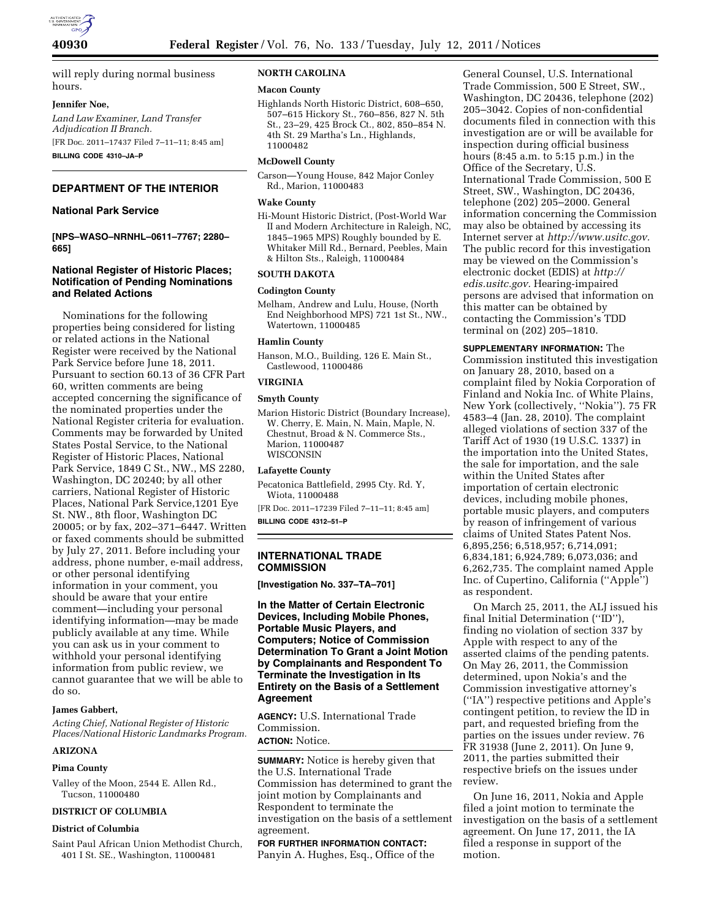will reply during normal business hours.

**Jennifer Noe,**

*Land Law Examiner, Land Transfer Adjudication II Branch.*

[FR Doc. 2011–17437 Filed 7–11–11; 8:45 am]

**BILLING CODE 4310–JA–P**

## DEPARTMENT OF THE INTERIOR

### National Park Service

**[NPS–WASO–NRNHL–0611–7767; 2280–665]**

### National Register of Historic Places; Notification of Pending Nominations and Related Actions

Nominations for the following properties being considered for listing or related actions in the National Register were received by the National Park Service before June 18, 2011. Pursuant to section 60.13 of 36 CFR Part 60, written comments are being accepted concerning the significance of the nominated properties under the National Register criteria for evaluation. Comments may be forwarded by United States Postal Service, to the National Register of Historic Places, National Park Service, 1849 C St., NW., MS 2280, Washington, DC 20240; by all other carriers, National Register of Historic Places, National Park Service,1201 Eye St. NW., 8th floor, Washington DC 20005; or by fax, 202–371–6447. Written or faxed comments should be submitted by July 27, 2011. Before including your address, phone number, e-mail address, or other personal identifying information in your comment, you should be aware that your entire comment—including your personal identifying information—may be made publicly available at any time. While you can ask us in your comment to withhold your personal identifying information from public review, we cannot guarantee that we will be able to do so.

**James Gabbert,**

*Acting Chief, National Register of Historic Places/National Historic Landmarks Program.*

**ARIZONA**

**Pima County**

Valley of the Moon, 2544 E. Allen Rd., Tucson, 11000480

**DISTRICT OF COLUMBIA**

**District of Columbia**

Saint Paul African Union Methodist Church, 401 I St. SE., Washington, 11000481

**NORTH CAROLINA**

**Macon County**

Highlands North Historic District, 608–650, 507–615 Hickory St., 760–856, 827 N. 5th St., 23–29, 425 Brock Ct., 802, 850–854 N. 4th St. 29 Martha's Ln., Highlands, 11000482

**McDowell County**

Carson—Young House, 842 Major Conley Rd., Marion, 11000483

**Wake County**

Hi-Mount Historic District, (Post-World War II and Modern Architecture in Raleigh, NC, 1845–1965 MPS) Roughly bounded by E. Whitaker Mill Rd., Bernard, Peebles, Main & Hilton Sts., Raleigh, 11000484

**SOUTH DAKOTA**

**Codington County**

Melham, Andrew and Lulu, House, (North End Neighborhood MPS) 721 1st St., NW., Watertown, 11000485

**Hamlin County**

Hanson, M.O., Building, 126 E. Main St., Castlewood, 11000486

**VIRGINIA**

**Smyth County**

Marion Historic District (Boundary Increase), W. Cherry, E. Main, N. Main, Maple, N. Chestnut, Broad & N. Commerce Sts., Marion, 11000487

**WISCONSIN**

**Lafayette County**

Pecatonica Battlefield, 2995 Cty. Rd. Y, Wiota, 11000488

[FR Doc. 2011–17239 Filed 7–11–11; 8:45 am]

**BILLING CODE 4312–51–P**

## INTERNATIONAL TRADE COMMISSION

**[Investigation No. 337–TA–701]**

### In the Matter of Certain Electronic Devices, Including Mobile Phones, Portable Music Players, and Computers; Notice of Commission Determination To Grant a Joint Motion by Complainants and Respondent To Terminate the Investigation in Its Entirety on the Basis of a Settlement Agreement

**AGENCY:** U.S. International Trade Commission.

**ACTION:** Notice.

**SUMMARY:** Notice is hereby given that the U.S. International Trade Commission has determined to grant the joint motion by Complainants and Respondent to terminate the investigation on the basis of a settlement agreement.

**FOR FURTHER INFORMATION CONTACT:** Panyin A. Hughes, Esq., Office of the General Counsel, U.S. International Trade Commission, 500 E Street, SW., Washington, DC 20436, telephone (202) 205–3042. Copies of non-confidential documents filed in connection with this investigation are or will be available for inspection during official business hours (8:45 a.m. to 5:15 p.m.) in the Office of the Secretary, U.S. International Trade Commission, 500 E Street, SW., Washington, DC 20436, telephone (202) 205–2000. General information concerning the Commission may also be obtained by accessing its Internet server at *http://www.usitc.gov.* The public record for this investigation may be viewed on the Commission's electronic docket (EDIS) at *http://edis.usitc.gov.* Hearing-impaired persons are advised that information on this matter can be obtained by contacting the Commission's TDD terminal on (202) 205–1810.

**SUPPLEMENTARY INFORMATION:** The Commission instituted this investigation on January 28, 2010, based on a complaint filed by Nokia Corporation of Finland and Nokia Inc. of White Plains, New York (collectively, ''Nokia''). 75 FR 4583–4 (Jan. 28, 2010). The complaint alleged violations of section 337 of the Tariff Act of 1930 (19 U.S.C. 1337) in the importation into the United States, the sale for importation, and the sale within the United States after importation of certain electronic devices, including mobile phones, portable music players, and computers by reason of infringement of various claims of United States Patent Nos. 6,895,256; 6,518,957; 6,714,091; 6,834,181; 6,924,789; 6,073,036; and 6,262,735. The complaint named Apple Inc. of Cupertino, California (''Apple'') as respondent.

On March 25, 2011, the ALJ issued his final Initial Determination (''ID''), finding no violation of section 337 by Apple with respect to any of the asserted claims of the pending patents. On May 26, 2011, the Commission determined, upon Nokia's and the Commission investigative attorney's (''IA'') respective petitions and Apple's contingent petition, to review the ID in part, and requested briefing from the parties on the issues under review. 76 FR 31938 (June 2, 2011). On June 9, 2011, the parties submitted their respective briefs on the issues under review.

On June 16, 2011, Nokia and Apple filed a joint motion to terminate the investigation on the basis of a settlement agreement. On June 17, 2011, the IA filed a response in support of the motion.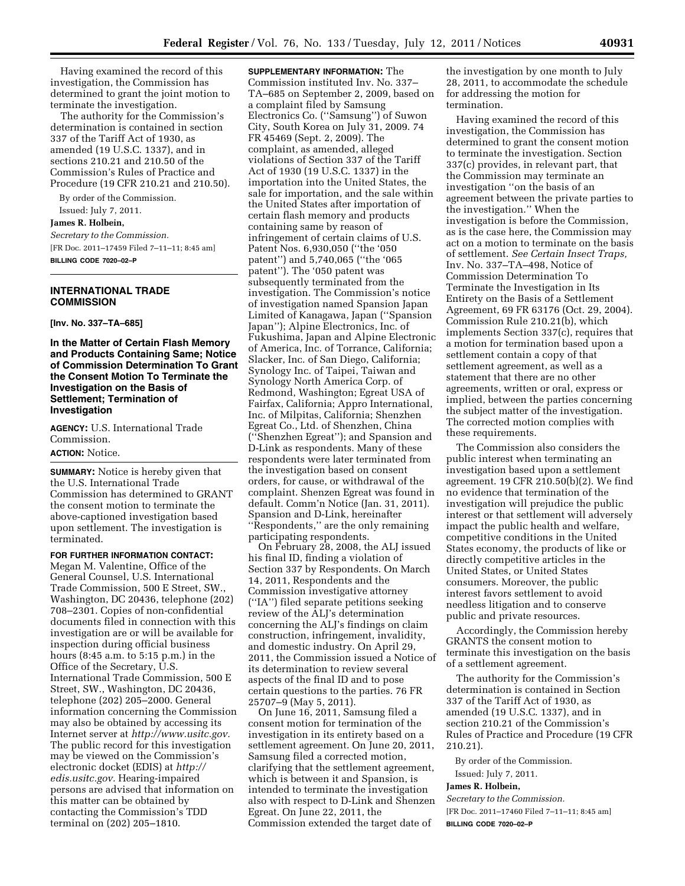Having examined the record of this investigation, the Commission has determined to grant the joint motion to terminate the investigation.

The authority for the Commission's determination is contained in section 337 of the Tariff Act of 1930, as amended (19 U.S.C. 1337), and in sections 210.21 and 210.50 of the Commission's Rules of Practice and Procedure (19 CFR 210.21 and 210.50).

By order of the Commission.

Issued: July 7, 2011.

**James R. Holbein,**

*Secretary to the Commission.*

[FR Doc. 2011–17459 Filed 7–11–11; 8:45 am]

**BILLING CODE 7020–02–P**

---

## INTERNATIONAL TRADE COMMISSION

**[Inv. No. 337–TA–685]**

### In the Matter of Certain Flash Memory and Products Containing Same; Notice of Commission Determination To Grant the Consent Motion To Terminate the Investigation on the Basis of Settlement; Termination of Investigation

**AGENCY:** U.S. International Trade Commission.

**ACTION:** Notice.

**SUMMARY:** Notice is hereby given that the U.S. International Trade Commission has determined to GRANT the consent motion to terminate the above-captioned investigation based upon settlement. The investigation is terminated.

**FOR FURTHER INFORMATION CONTACT:** Megan M. Valentine, Office of the General Counsel, U.S. International Trade Commission, 500 E Street, SW., Washington, DC 20436, telephone (202) 708–2301. Copies of non-confidential documents filed in connection with this investigation are or will be available for inspection during official business hours (8:45 a.m. to 5:15 p.m.) in the Office of the Secretary, U.S. International Trade Commission, 500 E Street, SW., Washington, DC 20436, telephone (202) 205–2000. General information concerning the Commission may also be obtained by accessing its Internet server at *http://www.usitc.gov.* The public record for this investigation may be viewed on the Commission's electronic docket (EDIS) at *http://edis.usitc.gov.* Hearing-impaired persons are advised that information on this matter can be obtained by contacting the Commission's TDD terminal on (202) 205–1810.

**SUPPLEMENTARY INFORMATION:** The Commission instituted Inv. No. 337–TA–685 on September 2, 2009, based on a complaint filed by Samsung Electronics Co. (''Samsung'') of Suwon City, South Korea on July 31, 2009. 74 FR 45469 (Sept. 2, 2009). The complaint, as amended, alleged violations of Section 337 of the Tariff Act of 1930 (19 U.S.C. 1337) in the importation into the United States, the sale for importation, and the sale within the United States after importation of certain flash memory and products containing same by reason of infringement of certain claims of U.S. Patent Nos. 6,930,050 (''the '050 patent'') and 5,740,065 (''the '065 patent''). The '050 patent was subsequently terminated from the investigation. The Commission's notice of investigation named Spansion Japan Limited of Kanagawa, Japan (''Spansion Japan''); Alpine Electronics, Inc. of Fukushima, Japan and Alpine Electronic of America, Inc. of Torrance, California; Slacker, Inc. of San Diego, California; Synology Inc. of Taipei, Taiwan and Synology North America Corp. of Redmond, Washington; Egreat USA of Fairfax, California; Appro International, Inc. of Milpitas, California; Shenzhen Egreat Co., Ltd. of Shenzhen, China (''Shenzhen Egreat''); and Spansion and D-Link as respondents. Many of these respondents were later terminated from the investigation based on consent orders, for cause, or withdrawal of the complaint. Shenzen Egreat was found in default. Comm'n Notice (Jan. 31, 2011). Spansion and D-Link, hereinafter ''Respondents,'' are the only remaining participating respondents.

On February 28, 2008, the ALJ issued his final ID, finding a violation of Section 337 by Respondents. On March 14, 2011, Respondents and the Commission investigative attorney (''IA'') filed separate petitions seeking review of the ALJ's determination concerning the ALJ's findings on claim construction, infringement, invalidity, and domestic industry. On April 29, 2011, the Commission issued a Notice of its determination to review several aspects of the final ID and to pose certain questions to the parties. 76 FR 25707–9 (May 5, 2011).

On June 16, 2011, Samsung filed a consent motion for termination of the investigation in its entirety based on a settlement agreement. On June 20, 2011, Samsung filed a corrected motion, clarifying that the settlement agreement, which is between it and Spansion, is intended to terminate the investigation also with respect to D-Link and Shenzen Egreat. On June 22, 2011, the Commission extended the target date of the investigation by one month to July 28, 2011, to accommodate the schedule for addressing the motion for termination.

Having examined the record of this investigation, the Commission has determined to grant the consent motion to terminate the investigation. Section 337(c) provides, in relevant part, that the Commission may terminate an investigation ''on the basis of an agreement between the private parties to the investigation.'' When the investigation is before the Commission, as is the case here, the Commission may act on a motion to terminate on the basis of settlement. *See Certain Insect Traps,* Inv. No. 337–TA–498, Notice of Commission Determination To Terminate the Investigation in Its Entirety on the Basis of a Settlement Agreement, 69 FR 63176 (Oct. 29, 2004). Commission Rule 210.21(b), which implements Section 337(c), requires that a motion for termination based upon a settlement contain a copy of that settlement agreement, as well as a statement that there are no other agreements, written or oral, express or implied, between the parties concerning the subject matter of the investigation. The corrected motion complies with these requirements.

The Commission also considers the public interest when terminating an investigation based upon a settlement agreement. 19 CFR 210.50(b)(2). We find no evidence that termination of the investigation will prejudice the public interest or that settlement will adversely impact the public health and welfare, competitive conditions in the United States economy, the products of like or directly competitive articles in the United States, or United States consumers. Moreover, the public interest favors settlement to avoid needless litigation and to conserve public and private resources.

Accordingly, the Commission hereby GRANTS the consent motion to terminate this investigation on the basis of a settlement agreement.

The authority for the Commission's determination is contained in Section 337 of the Tariff Act of 1930, as amended (19 U.S.C. 1337), and in section 210.21 of the Commission's Rules of Practice and Procedure (19 CFR 210.21).

By order of the Commission.

Issued: July 7, 2011.

**James R. Holbein,**

*Secretary to the Commission.*

[FR Doc. 2011–17460 Filed 7–11–11; 8:45 am]

**BILLING CODE 7020–02–P**